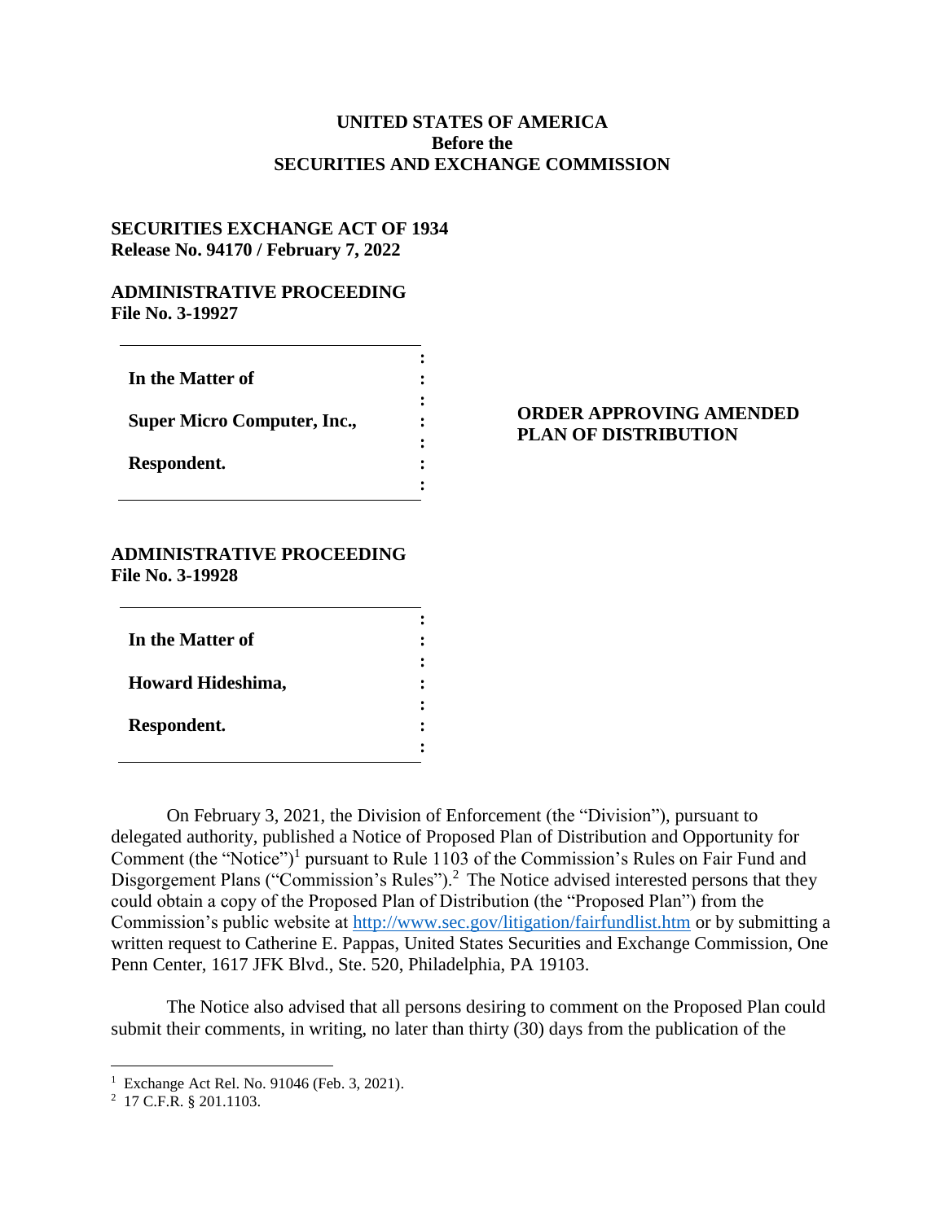**UNITED STATES OF AMERICA**
**Before the**
**SECURITIES AND EXCHANGE COMMISSION**

**SECURITIES EXCHANGE ACT OF 1934**
**Release No. 94170 / February 7, 2022**

**ADMINISTRATIVE PROCEEDING**
**File No. 3-19927**

---

**In the Matter of**

**Super Micro Computer, Inc.,**

**Respondent.**

---

**ORDER APPROVING AMENDED PLAN OF DISTRIBUTION**

**ADMINISTRATIVE PROCEEDING**
**File No. 3-19928**

---

**In the Matter of**

**Howard Hideshima,**

**Respondent.**

---

On February 3, 2021, the Division of Enforcement (the "Division"), pursuant to delegated authority, published a Notice of Proposed Plan of Distribution and Opportunity for Comment (the "Notice")[1] pursuant to Rule 1103 of the Commission's Rules on Fair Fund and Disgorgement Plans ("Commission's Rules").[2] The Notice advised interested persons that they could obtain a copy of the Proposed Plan of Distribution (the "Proposed Plan") from the Commission's public website at http://www.sec.gov/litigation/fairfundlist.htm or by submitting a written request to Catherine E. Pappas, United States Securities and Exchange Commission, One Penn Center, 1617 JFK Blvd., Ste. 520, Philadelphia, PA 19103.

The Notice also advised that all persons desiring to comment on the Proposed Plan could submit their comments, in writing, no later than thirty (30) days from the publication of the

---

[1] Exchange Act Rel. No. 91046 (Feb. 3, 2021).

[2] 17 C.F.R. § 201.1103.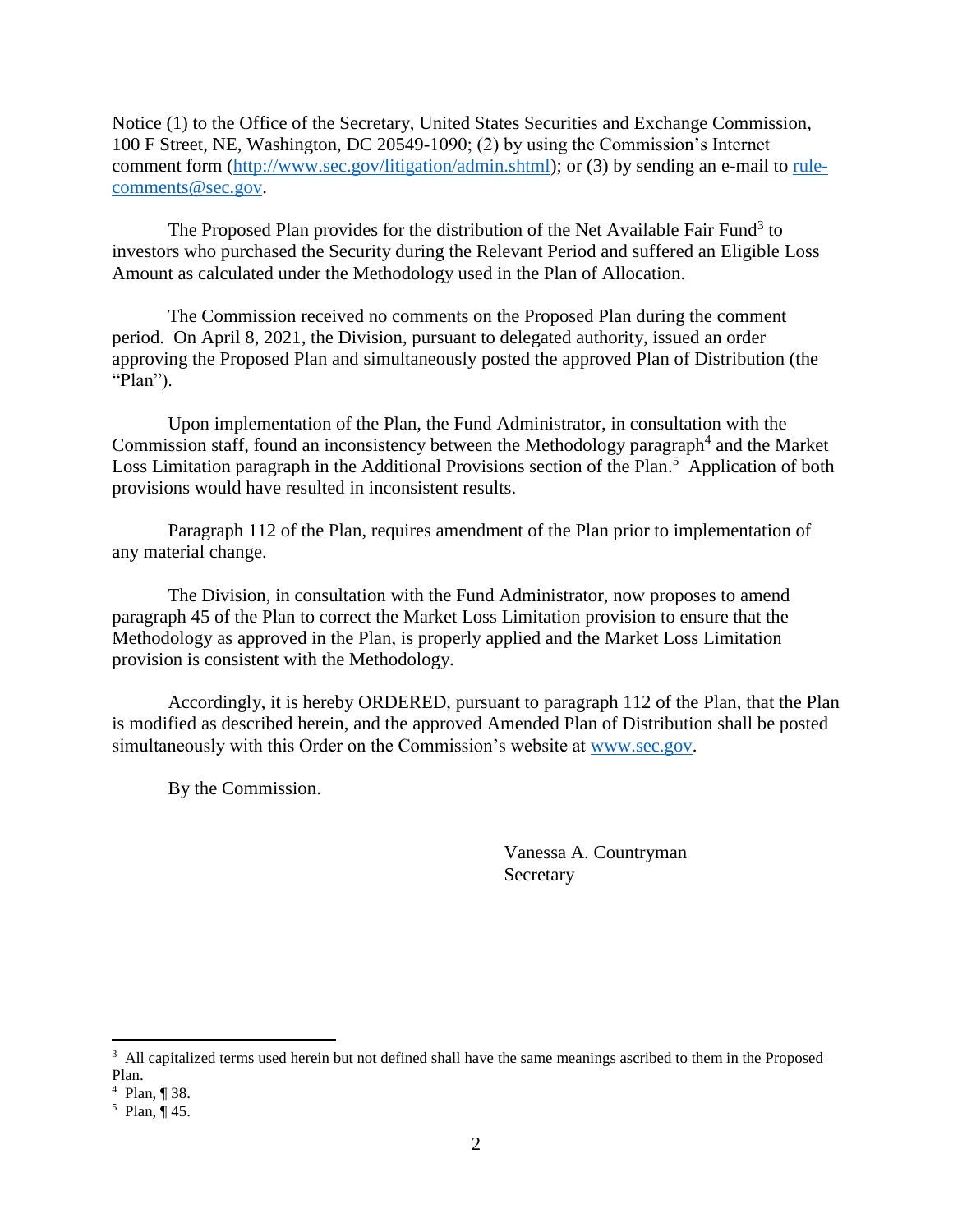Notice (1) to the Office of the Secretary, United States Securities and Exchange Commission, 100 F Street, NE, Washington, DC 20549-1090; (2) by using the Commission's Internet comment form (http://www.sec.gov/litigation/admin.shtml); or (3) by sending an e-mail to rule-comments@sec.gov.

The Proposed Plan provides for the distribution of the Net Available Fair Fund[3] to investors who purchased the Security during the Relevant Period and suffered an Eligible Loss Amount as calculated under the Methodology used in the Plan of Allocation.

The Commission received no comments on the Proposed Plan during the comment period. On April 8, 2021, the Division, pursuant to delegated authority, issued an order approving the Proposed Plan and simultaneously posted the approved Plan of Distribution (the "Plan").

Upon implementation of the Plan, the Fund Administrator, in consultation with the Commission staff, found an inconsistency between the Methodology paragraph[4] and the Market Loss Limitation paragraph in the Additional Provisions section of the Plan.[5] Application of both provisions would have resulted in inconsistent results.

Paragraph 112 of the Plan, requires amendment of the Plan prior to implementation of any material change.

The Division, in consultation with the Fund Administrator, now proposes to amend paragraph 45 of the Plan to correct the Market Loss Limitation provision to ensure that the Methodology as approved in the Plan, is properly applied and the Market Loss Limitation provision is consistent with the Methodology.

Accordingly, it is hereby ORDERED, pursuant to paragraph 112 of the Plan, that the Plan is modified as described herein, and the approved Amended Plan of Distribution shall be posted simultaneously with this Order on the Commission's website at www.sec.gov.

By the Commission.

Vanessa A. Countryman
Secretary

---

[3] All capitalized terms used herein but not defined shall have the same meanings ascribed to them in the Proposed Plan.

[4] Plan, ¶ 38.

[5] Plan, ¶ 45.